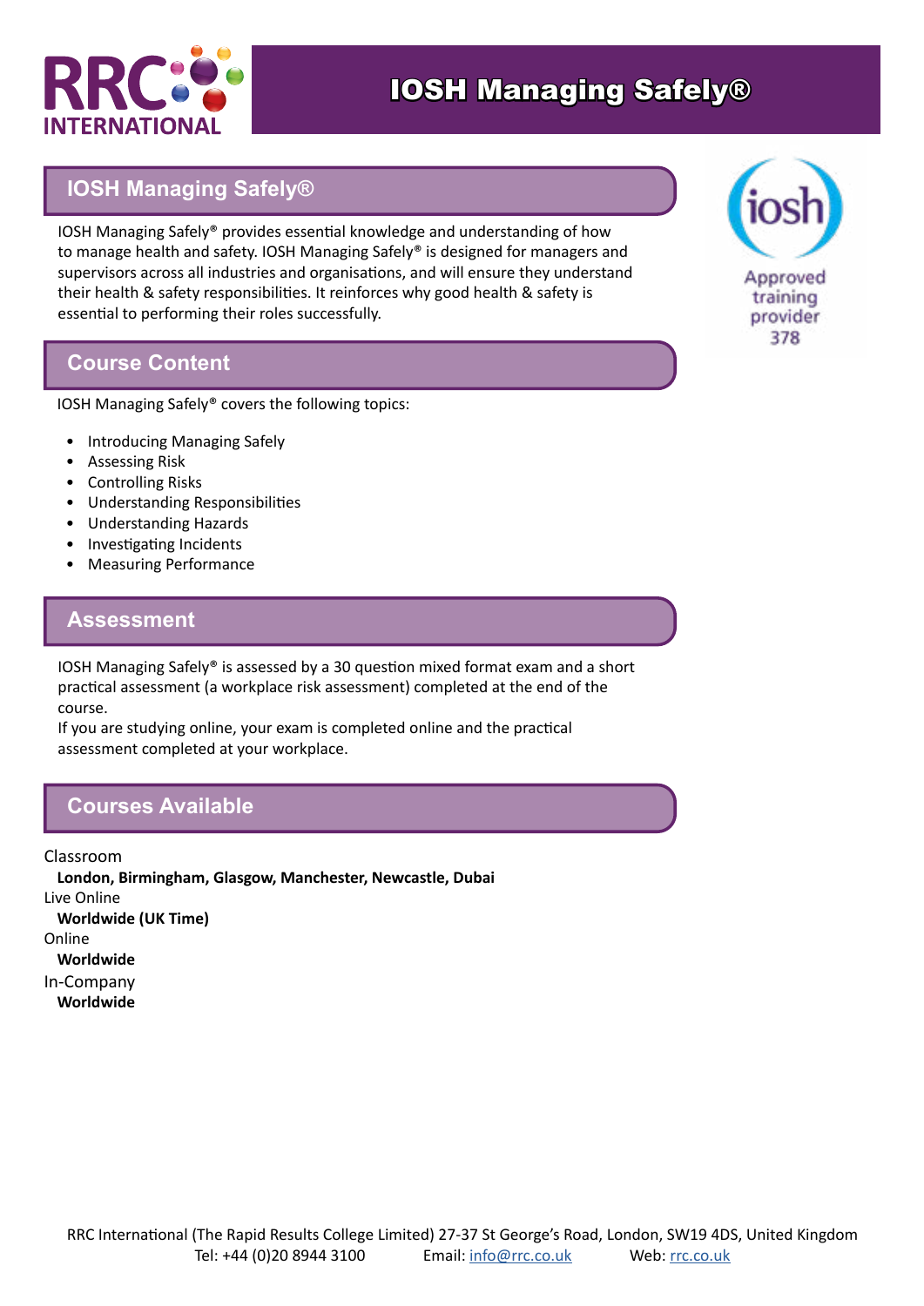# IOSH Managing Safely®

## IOSH Managing Safely®

IOSH Managing Safely® provides essential knowledge and understanding of how to manage health and safety. IOSH Managing Safely® is designed for managers and supervisors across all industries and organisations, and will ensure they understand their health & safety responsibilities. It reinforces why good health & safety is essential to performing their roles successfully.

Approved training provider 378

## Course Content

IOSH Managing Safely® covers the following topics:

- Introducing Managing Safely
- Assessing Risk
- Controlling Risks
- Understanding Responsibilities
- Understanding Hazards
- Investigating Incidents
- Measuring Performance

## Assessment

IOSH Managing Safely® is assessed by a 30 question mixed format exam and a short practical assessment (a workplace risk assessment) completed at the end of the course.
If you are studying online, your exam is completed online and the practical assessment completed at your workplace.

## Courses Available

Classroom
**London, Birmingham, Glasgow, Manchester, Newcastle, Dubai**

Live Online
**Worldwide (UK Time)**

Online
**Worldwide**

In-Company
**Worldwide**

RRC International (The Rapid Results College Limited) 27-37 St George's Road, London, SW19 4DS, United Kingdom
Tel: +44 (0)20 8944 3100 Email: info@rrc.co.uk Web: rrc.co.uk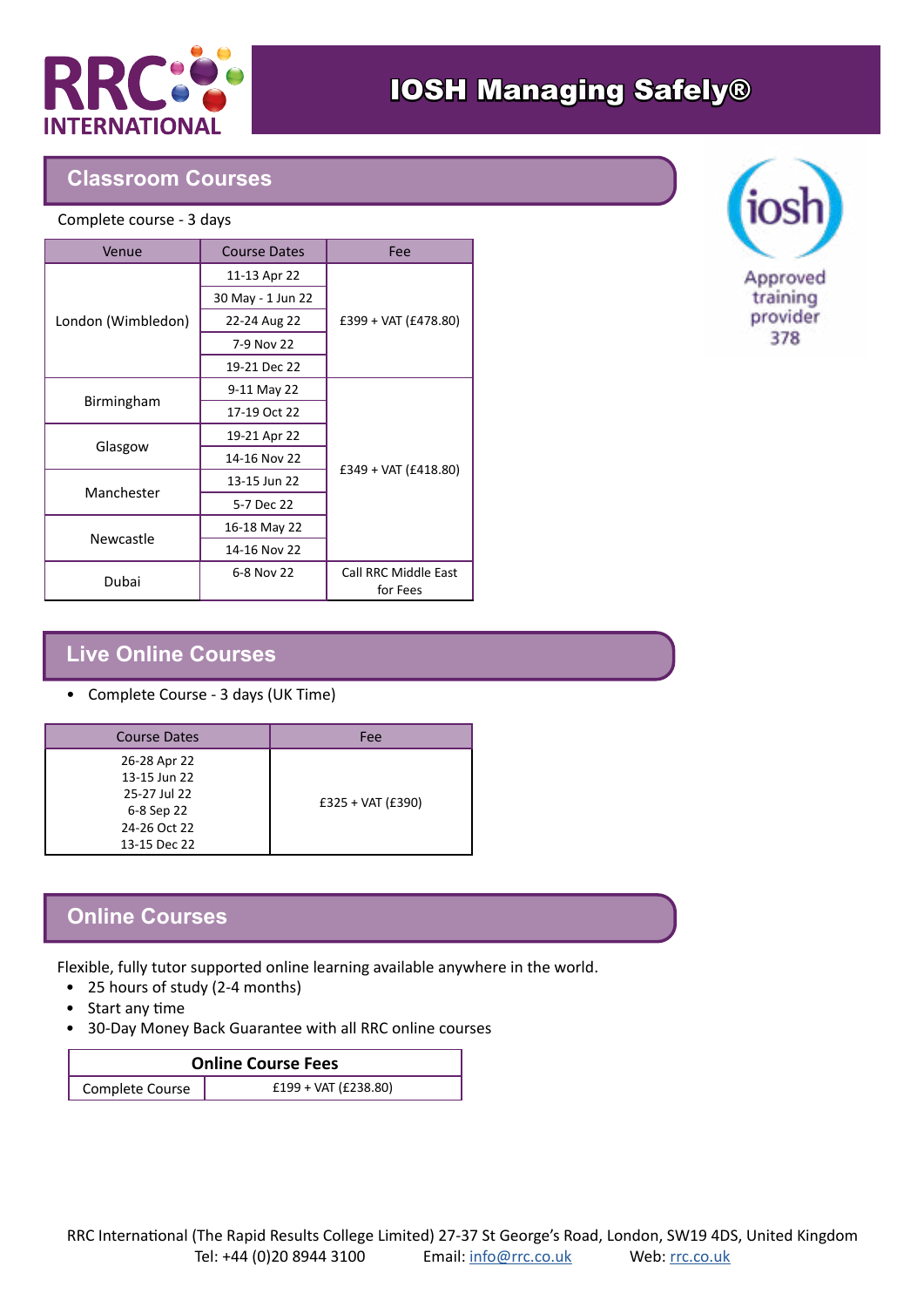RRC INTERNATIONAL

# IOSH Managing Safely®

iosh
Approved training provider 378

## Classroom Courses

Complete course - 3 days

| Venue | Course Dates | Fee |
|---|---|---|
| London (Wimbledon) | 11-13 Apr 22 | £399 + VAT (£478.80) |
| | 30 May - 1 Jun 22 | |
| | 22-24 Aug 22 | |
| | 7-9 Nov 22 | |
| | 19-21 Dec 22 | |
| Birmingham | 9-11 May 22 | £349 + VAT (£418.80) |
| | 17-19 Oct 22 | |
| Glasgow | 19-21 Apr 22 | |
| | 14-16 Nov 22 | |
| Manchester | 13-15 Jun 22 | |
| | 5-7 Dec 22 | |
| Newcastle | 16-18 May 22 | |
| | 14-16 Nov 22 | |
| Dubai | 6-8 Nov 22 | Call RRC Middle East for Fees |

## Live Online Courses

- Complete Course - 3 days (UK Time)

| Course Dates | Fee |
|---|---|
| 26-28 Apr 22<br>13-15 Jun 22<br>25-27 Jul 22<br>6-8 Sep 22<br>24-26 Oct 22<br>13-15 Dec 22 | £325 + VAT (£390) |

## Online Courses

Flexible, fully tutor supported online learning available anywhere in the world.

- 25 hours of study (2-4 months)
- Start any time
- 30-Day Money Back Guarantee with all RRC online courses

| **Online Course Fees** | |
|---|---|
| Complete Course | £199 + VAT (£238.80) |

RRC International (The Rapid Results College Limited) 27-37 St George's Road, London, SW19 4DS, United Kingdom
Tel: +44 (0)20 8944 3100 Email: info@rrc.co.uk Web: rrc.co.uk